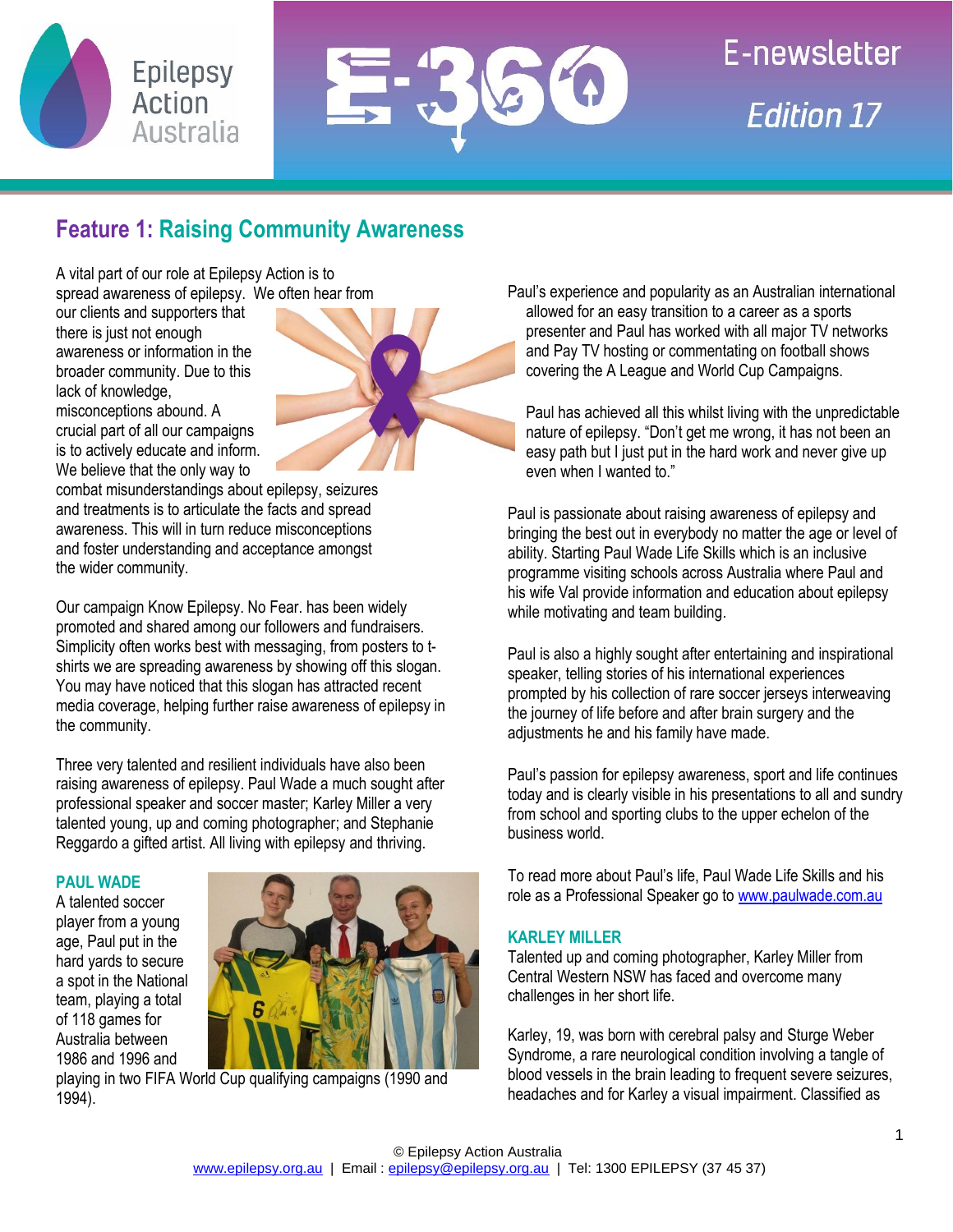# E-newsletter Edition 17

## Feature 1: Raising Community Awareness

A vital part of our role at Epilepsy Action is to spread awareness of epilepsy. We often hear from our clients and supporters that there is just not enough awareness or information in the broader community. Due to this lack of knowledge, misconceptions abound. A crucial part of all our campaigns is to actively educate and inform. We believe that the only way to combat misunderstandings about epilepsy, seizures and treatments is to articulate the facts and spread awareness. This will in turn reduce misconceptions and foster understanding and acceptance amongst the wider community.

Our campaign Know Epilepsy. No Fear. has been widely promoted and shared among our followers and fundraisers. Simplicity often works best with messaging, from posters to t-shirts we are spreading awareness by showing off this slogan. You may have noticed that this slogan has attracted recent media coverage, helping further raise awareness of epilepsy in the community.

Three very talented and resilient individuals have also been raising awareness of epilepsy. Paul Wade a much sought after professional speaker and soccer master; Karley Miller a very talented young, up and coming photographer; and Stephanie Reggardo a gifted artist. All living with epilepsy and thriving.

### PAUL WADE

A talented soccer player from a young age, Paul put in the hard yards to secure a spot in the National team, playing a total of 118 games for Australia between 1986 and 1996 and playing in two FIFA World Cup qualifying campaigns (1990 and 1994).

Paul's experience and popularity as an Australian international allowed for an easy transition to a career as a sports presenter and Paul has worked with all major TV networks and Pay TV hosting or commentating on football shows covering the A League and World Cup Campaigns.

Paul has achieved all this whilst living with the unpredictable nature of epilepsy. "Don't get me wrong, it has not been an easy path but I just put in the hard work and never give up even when I wanted to."

Paul is passionate about raising awareness of epilepsy and bringing the best out in everybody no matter the age or level of ability. Starting Paul Wade Life Skills which is an inclusive programme visiting schools across Australia where Paul and his wife Val provide information and education about epilepsy while motivating and team building.

Paul is also a highly sought after entertaining and inspirational speaker, telling stories of his international experiences prompted by his collection of rare soccer jerseys interweaving the journey of life before and after brain surgery and the adjustments he and his family have made.

Paul's passion for epilepsy awareness, sport and life continues today and is clearly visible in his presentations to all and sundry from school and sporting clubs to the upper echelon of the business world.

To read more about Paul's life, Paul Wade Life Skills and his role as a Professional Speaker go to www.paulwade.com.au

### KARLEY MILLER

Talented up and coming photographer, Karley Miller from Central Western NSW has faced and overcome many challenges in her short life.

Karley, 19, was born with cerebral palsy and Sturge Weber Syndrome, a rare neurological condition involving a tangle of blood vessels in the brain leading to frequent severe seizures, headaches and for Karley a visual impairment. Classified as

© Epilepsy Action Australia
www.epilepsy.org.au | Email : epilepsy@epilepsy.org.au | Tel: 1300 EPILEPSY (37 45 37)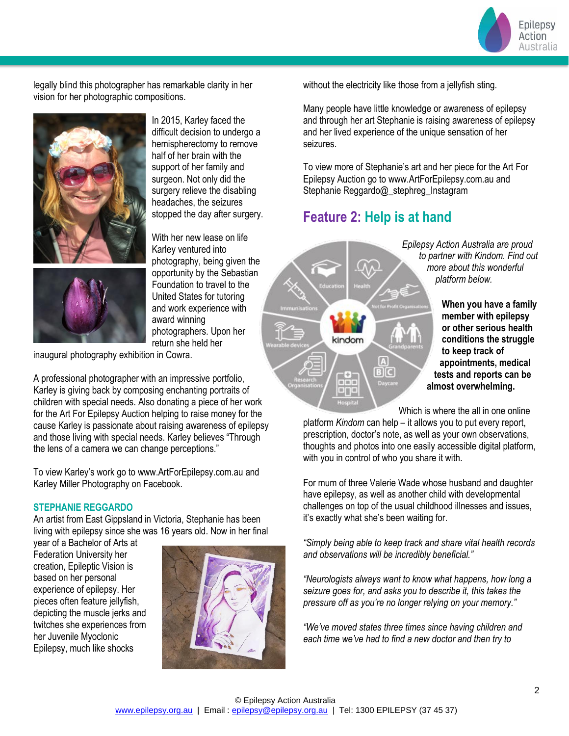legally blind this photographer has remarkable clarity in her vision for her photographic compositions.

In 2015, Karley faced the difficult decision to undergo a hemispherectomy to remove half of her brain with the support of her family and surgeon. Not only did the surgery relieve the disabling headaches, the seizures stopped the day after surgery.

With her new lease on life Karley ventured into photography, being given the opportunity by the Sebastian Foundation to travel to the United States for tutoring and work experience with award winning photographers. Upon her return she held her inaugural photography exhibition in Cowra.

A professional photographer with an impressive portfolio, Karley is giving back by composing enchanting portraits of children with special needs. Also donating a piece of her work for the Art For Epilepsy Auction helping to raise money for the cause Karley is passionate about raising awareness of epilepsy and those living with special needs. Karley believes "Through the lens of a camera we can change perceptions."

To view Karley's work go to www.ArtForEpilepsy.com.au and Karley Miller Photography on Facebook.

### STEPHANIE REGGARDO

An artist from East Gippsland in Victoria, Stephanie has been living with epilepsy since she was 16 years old. Now in her final year of a Bachelor of Arts at Federation University her creation, Epileptic Vision is based on her personal experience of epilepsy. Her pieces often feature jellyfish, depicting the muscle jerks and twitches she experiences from her Juvenile Myoclonic Epilepsy, much like shocks without the electricity like those from a jellyfish sting.

Many people have little knowledge or awareness of epilepsy and through her art Stephanie is raising awareness of epilepsy and her lived experience of the unique sensation of her seizures.

To view more of Stephanie's art and her piece for the Art For Epilepsy Auction go to www.ArtForEpilepsy.com.au and Stephanie Reggardo@_stephreg_Instagram

## Feature 2: Help is at hand

*Epilepsy Action Australia are proud to partner with Kindom. Find out more about this wonderful platform below.*

**When you have a family member with epilepsy or other serious health conditions the struggle to keep track of appointments, medical tests and reports can be almost overwhelming.**

Which is where the all in one online platform *Kindom* can help – it allows you to put every report, prescription, doctor's note, as well as your own observations, thoughts and photos into one easily accessible digital platform, with you in control of who you share it with.

For mum of three Valerie Wade whose husband and daughter have epilepsy, as well as another child with developmental challenges on top of the usual childhood illnesses and issues, it's exactly what she's been waiting for.

*"Simply being able to keep track and share vital health records and observations will be incredibly beneficial."*

*"Neurologists always want to know what happens, how long a seizure goes for, and asks you to describe it, this takes the pressure off as you're no longer relying on your memory."*

*"We've moved states three times since having children and each time we've had to find a new doctor and then try to*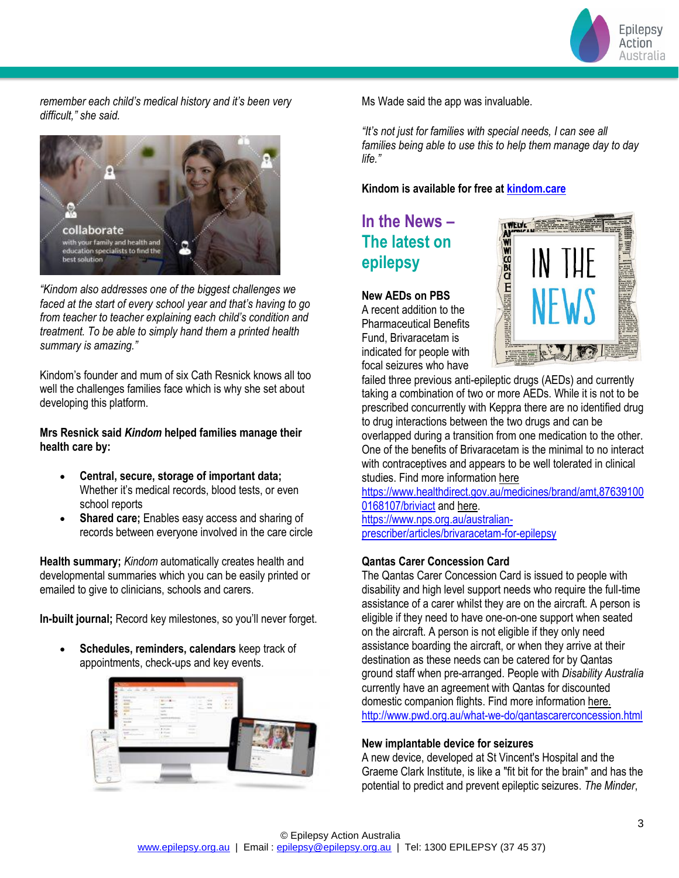*remember each child's medical history and it's been very difficult," she said.*

*"Kindom also addresses one of the biggest challenges we faced at the start of every school year and that's having to go from teacher to teacher explaining each child's condition and treatment. To be able to simply hand them a printed health summary is amazing."*

Kindom's founder and mum of six Cath Resnick knows all too well the challenges families face which is why she set about developing this platform.

**Mrs Resnick said *Kindom* helped families manage their health care by:**

- **Central, secure, storage of important data;** Whether it's medical records, blood tests, or even school reports
- **Shared care;** Enables easy access and sharing of records between everyone involved in the care circle

**Health summary;** *Kindom* automatically creates health and developmental summaries which you can be easily printed or emailed to give to clinicians, schools and carers.

**In-built journal;** Record key milestones, so you'll never forget.

- **Schedules, reminders, calendars** keep track of appointments, check-ups and key events.

Ms Wade said the app was invaluable.

*"It's not just for families with special needs, I can see all families being able to use this to help them manage day to day life."*

**Kindom is available for free at [kindom.care](kindom.care)**

## In the News – The latest on epilepsy

### New AEDs on PBS

A recent addition to the Pharmaceutical Benefits Fund, Brivaracetam is indicated for people with focal seizures who have failed three previous anti-epileptic drugs (AEDs) and currently taking a combination of two or more AEDs. While it is not to be prescribed concurrently with Keppra there are no identified drug to drug interactions between the two drugs and can be overlapped during a transition from one medication to the other. One of the benefits of Brivaracetam is the minimal to no interact with contraceptives and appears to be well tolerated in clinical studies. Find more information here https://www.healthdirect.gov.au/medicines/brand/amt,876391000168107/briviact and here. https://www.nps.org.au/australian-prescriber/articles/brivaracetam-for-epilepsy

### Qantas Carer Concession Card

The Qantas Carer Concession Card is issued to people with disability and high level support needs who require the full-time assistance of a carer whilst they are on the aircraft. A person is eligible if they need to have one-on-one support when seated on the aircraft. A person is not eligible if they only need assistance boarding the aircraft, or when they arrive at their destination as these needs can be catered for by Qantas ground staff when pre-arranged. People with *Disability Australia* currently have an agreement with Qantas for discounted domestic companion flights. Find more information here. http://www.pwd.org.au/what-we-do/qantascarerconcession.html

### New implantable device for seizures

A new device, developed at St Vincent's Hospital and the Graeme Clark Institute, is like a "fit bit for the brain" and has the potential to predict and prevent epileptic seizures. *The Minder*,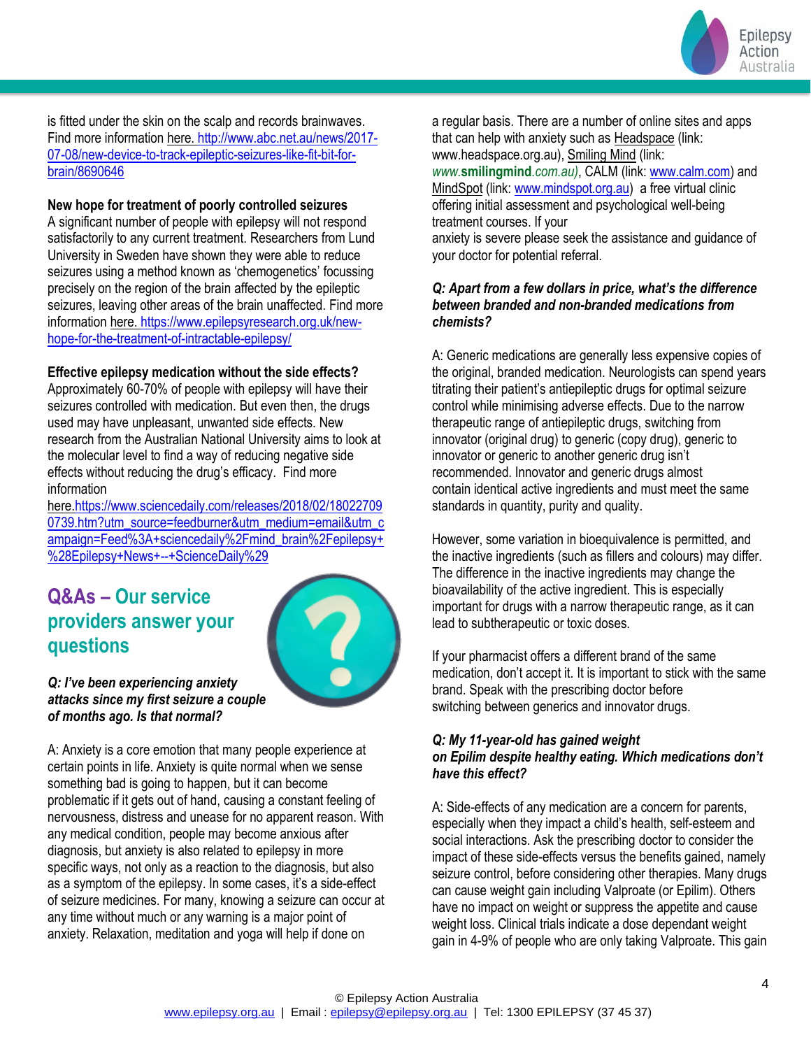is fitted under the skin on the scalp and records brainwaves. Find more information here. http://www.abc.net.au/news/2017-07-08/new-device-to-track-epileptic-seizures-like-fit-bit-for-brain/8690646

**New hope for treatment of poorly controlled seizures**
A significant number of people with epilepsy will not respond satisfactorily to any current treatment. Researchers from Lund University in Sweden have shown they were able to reduce seizures using a method known as 'chemogenetics' focussing precisely on the region of the brain affected by the epileptic seizures, leaving other areas of the brain unaffected. Find more information here. https://www.epilepsyresearch.org.uk/new-hope-for-the-treatment-of-intractable-epilepsy/

**Effective epilepsy medication without the side effects?**
Approximately 60-70% of people with epilepsy will have their seizures controlled with medication. But even then, the drugs used may have unpleasant, unwanted side effects. New research from the Australian National University aims to look at the molecular level to find a way of reducing negative side effects without reducing the drug's efficacy. Find more information here.https://www.sciencedaily.com/releases/2018/02/180227090739.htm?utm_source=feedburner&utm_medium=email&utm_campaign=Feed%3A+sciencedaily%2Fmind_brain%2Fepilepsy+%28Epilepsy+News+--+ScienceDaily%29

## Q&As – Our service providers answer your questions

***Q: I've been experiencing anxiety attacks since my first seizure a couple of months ago. Is that normal?***

A: Anxiety is a core emotion that many people experience at certain points in life. Anxiety is quite normal when we sense something bad is going to happen, but it can become problematic if it gets out of hand, causing a constant feeling of nervousness, distress and unease for no apparent reason. With any medical condition, people may become anxious after diagnosis, but anxiety is also related to epilepsy in more specific ways, not only as a reaction to the diagnosis, but also as a symptom of the epilepsy. In some cases, it's a side-effect of seizure medicines. For many, knowing a seizure can occur at any time without much or any warning is a major point of anxiety. Relaxation, meditation and yoga will help if done on a regular basis. There are a number of online sites and apps that can help with anxiety such as Headspace (link: www.headspace.org.au), Smiling Mind (link: www.smilingmind.com.au), CALM (link: www.calm.com) and MindSpot (link: www.mindspot.org.au) a free virtual clinic offering initial assessment and psychological well-being treatment courses. If your anxiety is severe please seek the assistance and guidance of your doctor for potential referral.

***Q: Apart from a few dollars in price, what's the difference between branded and non-branded medications from chemists?***

A: Generic medications are generally less expensive copies of the original, branded medication. Neurologists can spend years titrating their patient's antiepileptic drugs for optimal seizure control while minimising adverse effects. Due to the narrow therapeutic range of antiepileptic drugs, switching from innovator (original drug) to generic (copy drug), generic to innovator or generic to another generic drug isn't recommended. Innovator and generic drugs almost contain identical active ingredients and must meet the same standards in quantity, purity and quality.

However, some variation in bioequivalence is permitted, and the inactive ingredients (such as fillers and colours) may differ. The difference in the inactive ingredients may change the bioavailability of the active ingredient. This is especially important for drugs with a narrow therapeutic range, as it can lead to subtherapeutic or toxic doses.

If your pharmacist offers a different brand of the same medication, don't accept it. It is important to stick with the same brand. Speak with the prescribing doctor before switching between generics and innovator drugs.

***Q: My 11-year-old has gained weight on Epilim despite healthy eating. Which medications don't have this effect?***

A: Side-effects of any medication are a concern for parents, especially when they impact a child's health, self-esteem and social interactions. Ask the prescribing doctor to consider the impact of these side-effects versus the benefits gained, namely seizure control, before considering other therapies. Many drugs can cause weight gain including Valproate (or Epilim). Others have no impact on weight or suppress the appetite and cause weight loss. Clinical trials indicate a dose dependant weight gain in 4-9% of people who are only taking Valproate. This gain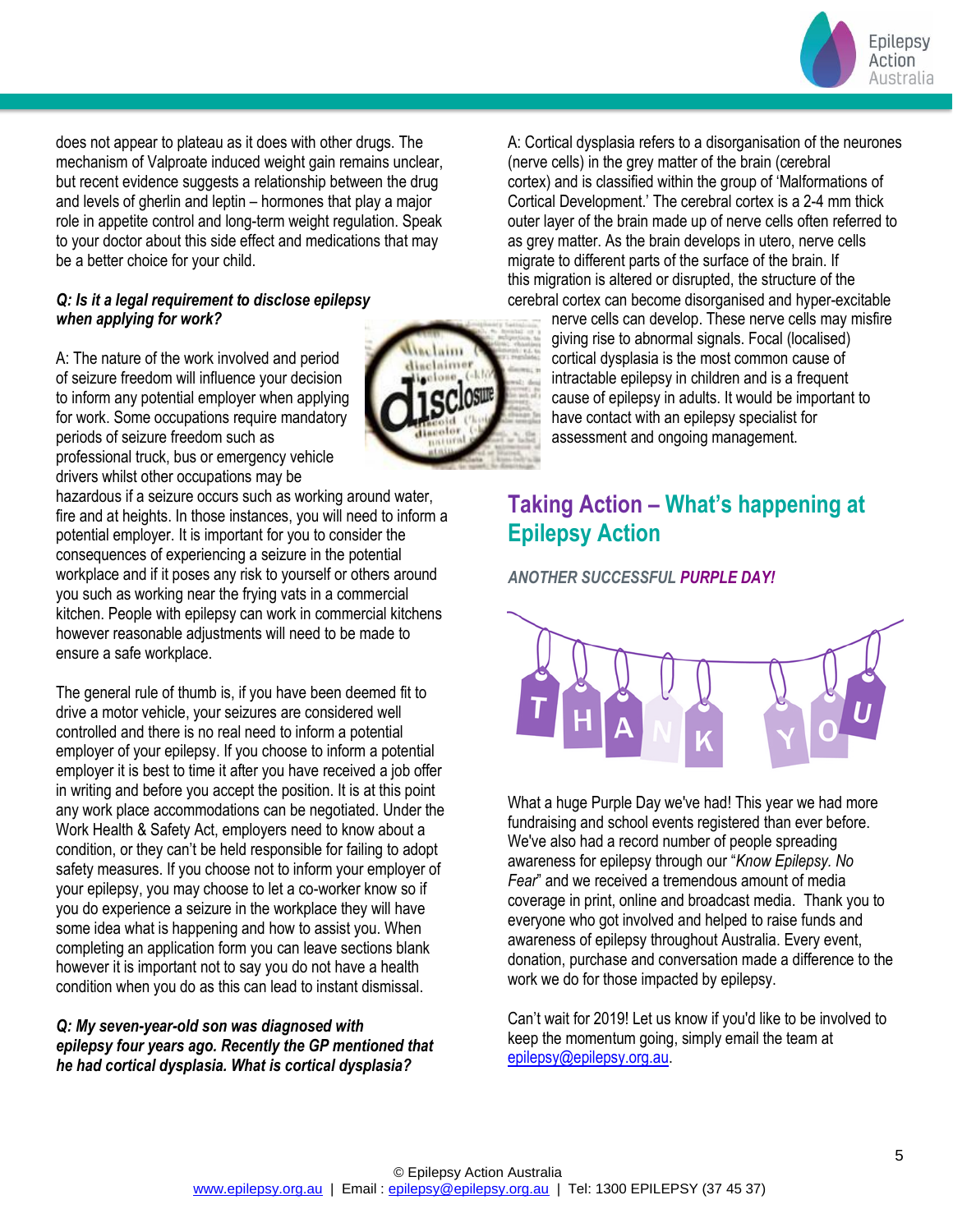does not appear to plateau as it does with other drugs. The mechanism of Valproate induced weight gain remains unclear, but recent evidence suggests a relationship between the drug and levels of gherlin and leptin – hormones that play a major role in appetite control and long-term weight regulation. Speak to your doctor about this side effect and medications that may be a better choice for your child.

***Q: Is it a legal requirement to disclose epilepsy when applying for work?***

A: The nature of the work involved and period of seizure freedom will influence your decision to inform any potential employer when applying for work. Some occupations require mandatory periods of seizure freedom such as professional truck, bus or emergency vehicle drivers whilst other occupations may be hazardous if a seizure occurs such as working around water, fire and at heights. In those instances, you will need to inform a potential employer. It is important for you to consider the consequences of experiencing a seizure in the potential workplace and if it poses any risk to yourself or others around you such as working near the frying vats in a commercial kitchen. People with epilepsy can work in commercial kitchens however reasonable adjustments will need to be made to ensure a safe workplace.

The general rule of thumb is, if you have been deemed fit to drive a motor vehicle, your seizures are considered well controlled and there is no real need to inform a potential employer of your epilepsy. If you choose to inform a potential employer it is best to time it after you have received a job offer in writing and before you accept the position. It is at this point any work place accommodations can be negotiated. Under the Work Health & Safety Act, employers need to know about a condition, or they can't be held responsible for failing to adopt safety measures. If you choose not to inform your employer of your epilepsy, you may choose to let a co-worker know so if you do experience a seizure in the workplace they will have some idea what is happening and how to assist you. When completing an application form you can leave sections blank however it is important not to say you do not have a health condition when you do as this can lead to instant dismissal.

***Q: My seven-year-old son was diagnosed with epilepsy four years ago. Recently the GP mentioned that he had cortical dysplasia. What is cortical dysplasia?***

A: Cortical dysplasia refers to a disorganisation of the neurones (nerve cells) in the grey matter of the brain (cerebral cortex) and is classified within the group of 'Malformations of Cortical Development.' The cerebral cortex is a 2-4 mm thick outer layer of the brain made up of nerve cells often referred to as grey matter. As the brain develops in utero, nerve cells migrate to different parts of the surface of the brain. If this migration is altered or disrupted, the structure of the cerebral cortex can become disorganised and hyper-excitable nerve cells can develop. These nerve cells may misfire giving rise to abnormal signals. Focal (localised) cortical dysplasia is the most common cause of intractable epilepsy in children and is a frequent cause of epilepsy in adults. It would be important to have contact with an epilepsy specialist for assessment and ongoing management.

## Taking Action – What's happening at Epilepsy Action

***ANOTHER SUCCESSFUL PURPLE DAY!***

What a huge Purple Day we've had! This year we had more fundraising and school events registered than ever before. We've also had a record number of people spreading awareness for epilepsy through our "*Know Epilepsy. No Fear*" and we received a tremendous amount of media coverage in print, online and broadcast media. Thank you to everyone who got involved and helped to raise funds and awareness of epilepsy throughout Australia. Every event, donation, purchase and conversation made a difference to the work we do for those impacted by epilepsy.

Can't wait for 2019! Let us know if you'd like to be involved to keep the momentum going, simply email the team at epilepsy@epilepsy.org.au.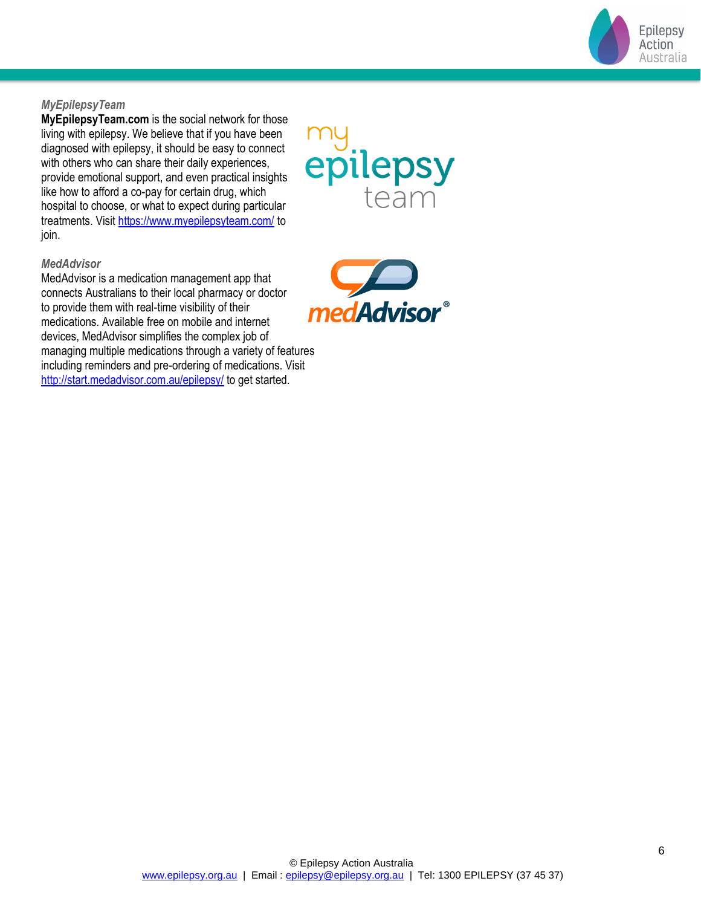### *MyEpilepsyTeam*

**MyEpilepsyTeam.com** is the social network for those living with epilepsy. We believe that if you have been diagnosed with epilepsy, it should be easy to connect with others who can share their daily experiences, provide emotional support, and even practical insights like how to afford a co-pay for certain drug, which hospital to choose, or what to expect during particular treatments. Visit https://www.myepilepsyteam.com/ to join.

### *MedAdvisor*

MedAdvisor is a medication management app that connects Australians to their local pharmacy or doctor to provide them with real-time visibility of their medications. Available free on mobile and internet devices, MedAdvisor simplifies the complex job of managing multiple medications through a variety of features including reminders and pre-ordering of medications. Visit http://start.medadvisor.com.au/epilepsy/ to get started.